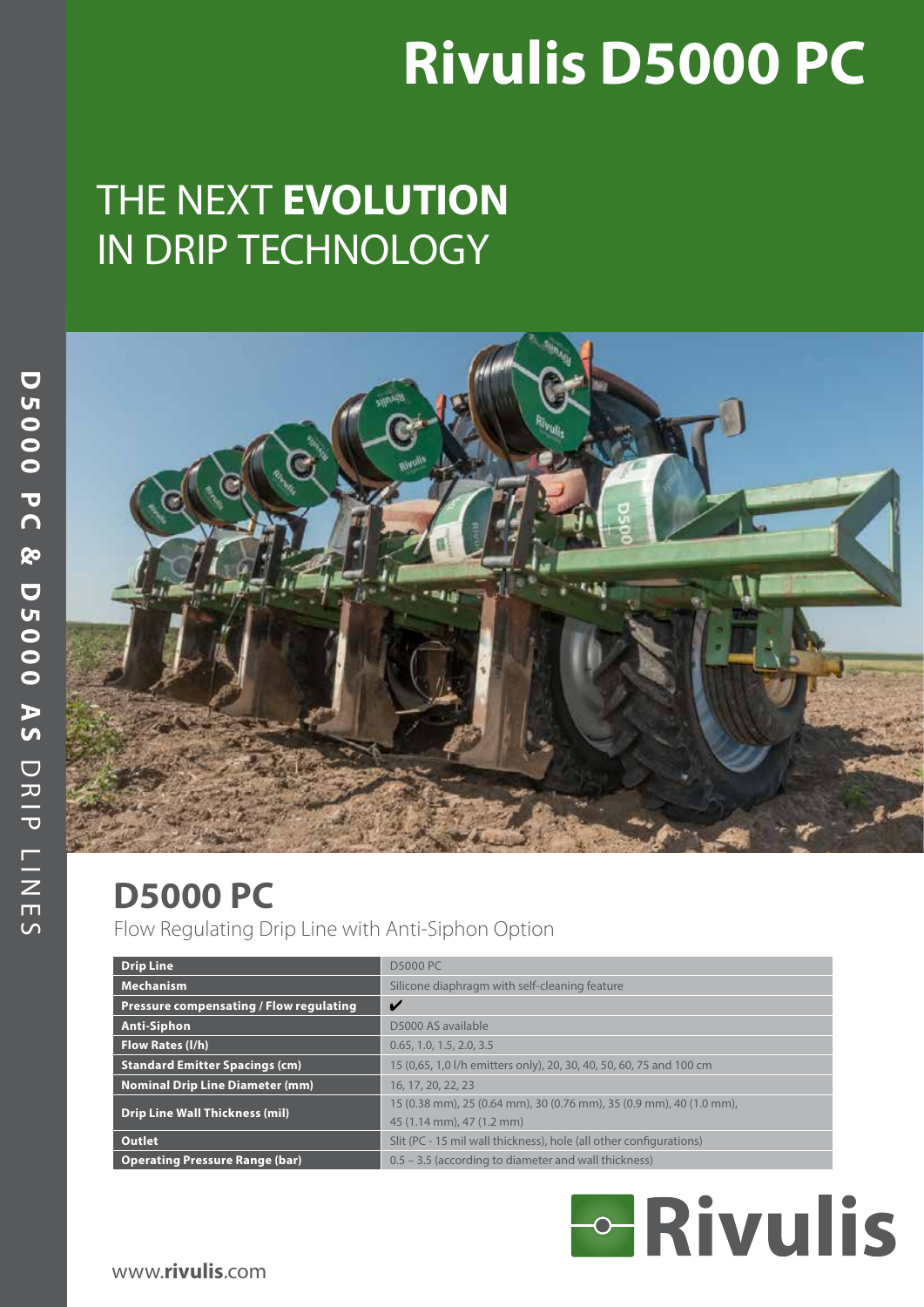# Rivulis D5000 PC

## THE NEXT **EVOLUTION** IN DRIP TECHNOLOGY

**D5000 PC & D5000 AS** DRIP LINES

## D5000 PC

Flow Regulating Drip Line with Anti-Siphon Option

| | |
|---|---|
| **Drip Line** | D5000 PC |
| **Mechanism** | Silicone diaphragm with self-cleaning feature |
| **Pressure compensating / Flow regulating** | ✔ |
| **Anti-Siphon** | D5000 AS available |
| **Flow Rates (l/h)** | 0.65, 1.0, 1.5, 2.0, 3.5 |
| **Standard Emitter Spacings (cm)** | 15 (0,65, 1,0 l/h emitters only), 20, 30, 40, 50, 60, 75 and 100 cm |
| **Nominal Drip Line Diameter (mm)** | 16, 17, 20, 22, 23 |
| **Drip Line Wall Thickness (mil)** | 15 (0.38 mm), 25 (0.64 mm), 30 (0.76 mm), 35 (0.9 mm), 40 (1.0 mm), 45 (1.14 mm), 47 (1.2 mm) |
| **Outlet** | Slit (PC - 15 mil wall thickness), hole (all other configurations) |
| **Operating Pressure Range (bar)** | 0.5 – 3.5 (according to diameter and wall thickness) |

Rivulis

www.**rivulis**.com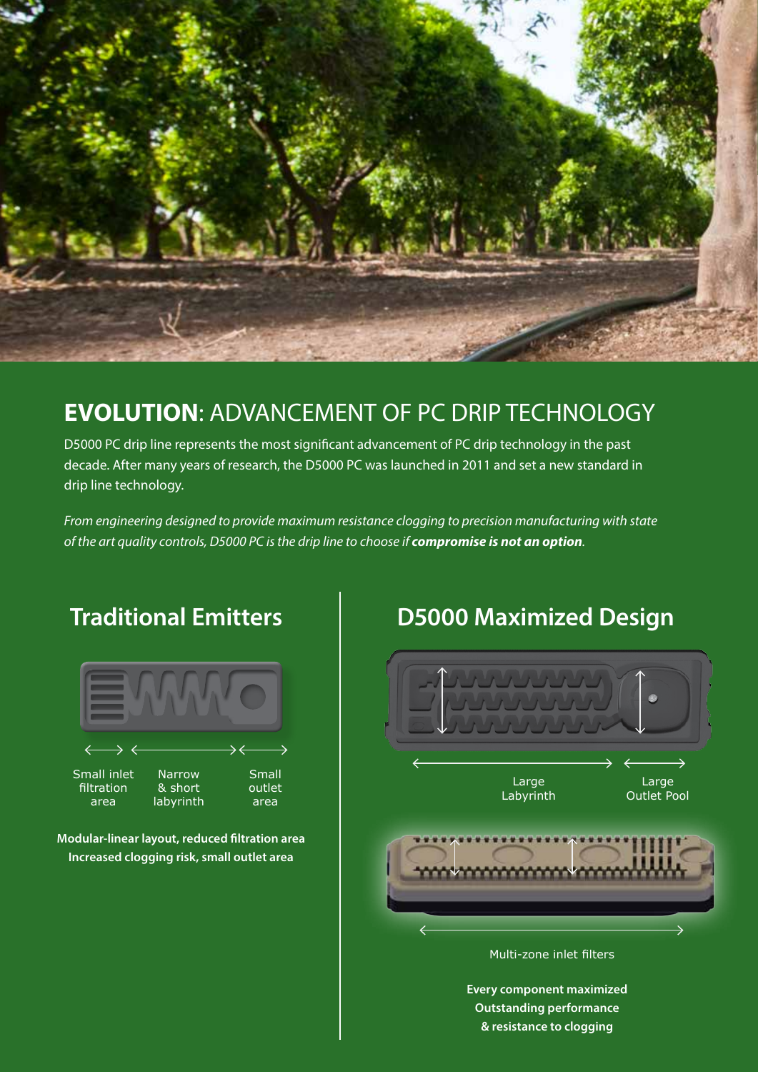## **EVOLUTION**: ADVANCEMENT OF PC DRIP TECHNOLOGY

D5000 PC drip line represents the most significant advancement of PC drip technology in the past decade. After many years of research, the D5000 PC was launched in 2011 and set a new standard in drip line technology.

*From engineering designed to provide maximum resistance clogging to precision manufacturing with state of the art quality controls, D5000 PC is the drip line to choose if **compromise is not an option**.*

## Traditional Emitters

Small inlet filtration area

Narrow & short labyrinth

Small outlet area

**Modular-linear layout, reduced filtration area**
**Increased clogging risk, small outlet area**

## D5000 Maximized Design

Large Labyrinth

Large Outlet Pool

Multi-zone inlet filters

**Every component maximized**
**Outstanding performance**
**& resistance to clogging**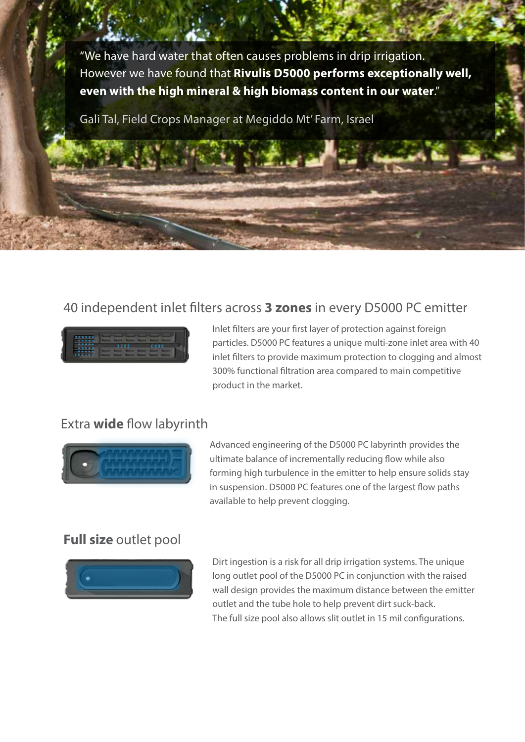> “We have hard water that often causes problems in drip irrigation. However we have found that **Rivulis D5000 performs exceptionally well, even with the high mineral & high biomass content in our water**.”
>
> Gali Tal, Field Crops Manager at Megiddo Mt’ Farm, Israel

## 40 independent inlet filters across **3 zones** in every D5000 PC emitter

Inlet filters are your first layer of protection against foreign particles. D5000 PC features a unique multi-zone inlet area with 40 inlet filters to provide maximum protection to clogging and almost 300% functional filtration area compared to main competitive product in the market.

## Extra **wide** flow labyrinth

Advanced engineering of the D5000 PC labyrinth provides the ultimate balance of incrementally reducing flow while also forming high turbulence in the emitter to help ensure solids stay in suspension. D5000 PC features one of the largest flow paths available to help prevent clogging.

## **Full size** outlet pool

Dirt ingestion is a risk for all drip irrigation systems. The unique long outlet pool of the D5000 PC in conjunction with the raised wall design provides the maximum distance between the emitter outlet and the tube hole to help prevent dirt suck-back.
The full size pool also allows slit outlet in 15 mil configurations.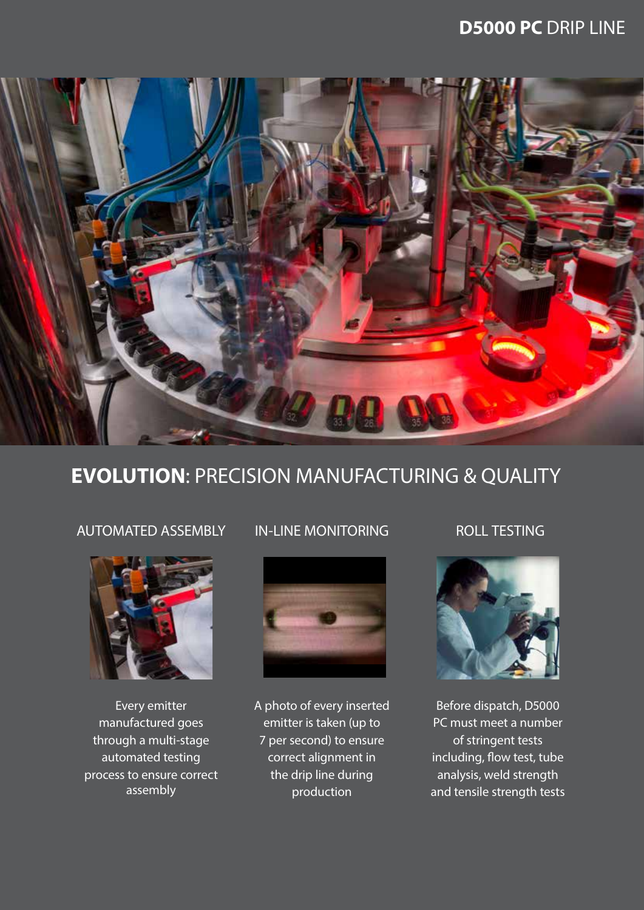# **EVOLUTION**: PRECISION MANUFACTURING & QUALITY

## AUTOMATED ASSEMBLY

Every emitter manufactured goes through a multi-stage automated testing process to ensure correct assembly

## IN-LINE MONITORING

A photo of every inserted emitter is taken (up to 7 per second) to ensure correct alignment in the drip line during production

## ROLL TESTING

Before dispatch, D5000 PC must meet a number of stringent tests including, flow test, tube analysis, weld strength and tensile strength tests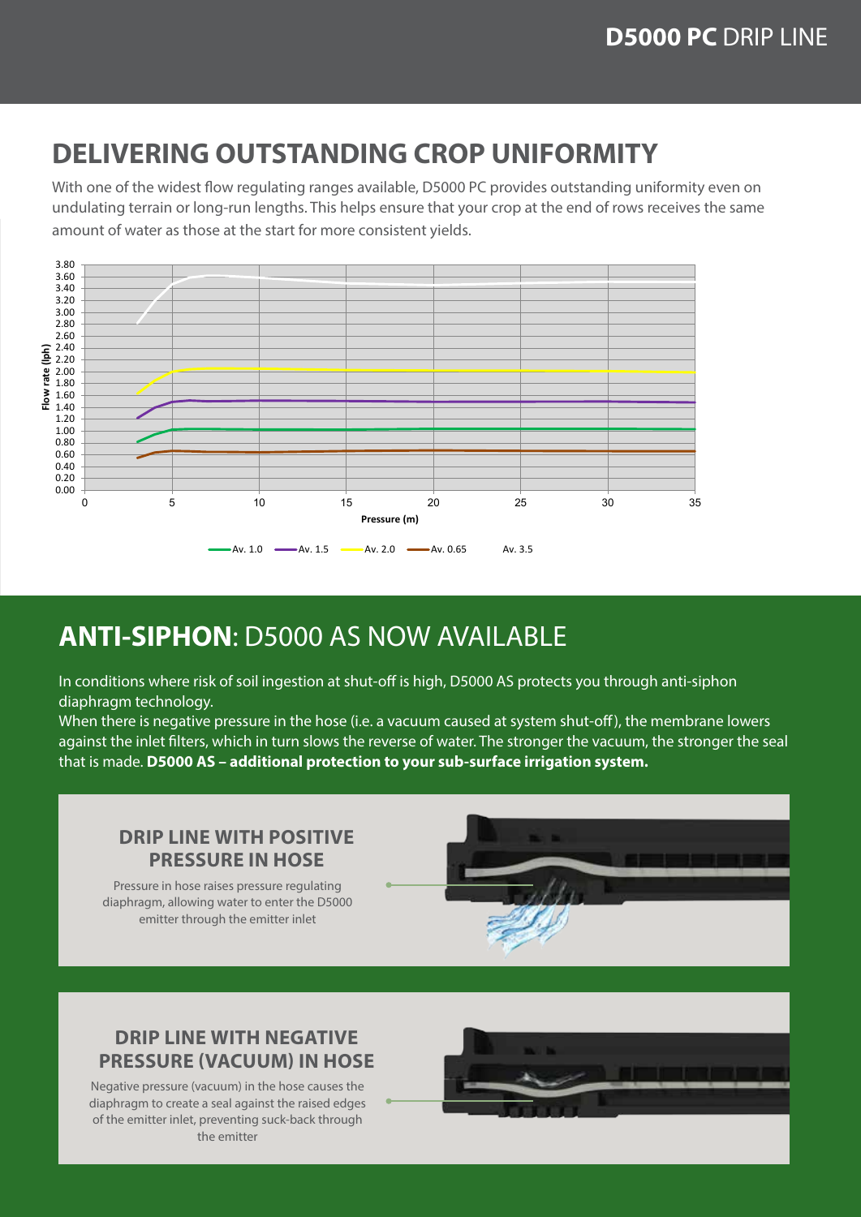# DELIVERING OUTSTANDING CROP UNIFORMITY

With one of the widest flow regulating ranges available, D5000 PC provides outstanding uniformity even on undulating terrain or long-run lengths. This helps ensure that your crop at the end of rows receives the same amount of water as those at the start for more consistent yields.

Flow rate (lph)

Pressure (m)

Av. 1.0 Av. 1.5 Av. 2.0 Av. 0.65 Av. 3.5

# ANTI-SIPHON: D5000 AS NOW AVAILABLE

In conditions where risk of soil ingestion at shut-off is high, D5000 AS protects you through anti-siphon diaphragm technology.

When there is negative pressure in the hose (i.e. a vacuum caused at system shut-off), the membrane lowers against the inlet filters, which in turn slows the reverse of water. The stronger the vacuum, the stronger the seal that is made. **D5000 AS – additional protection to your sub-surface irrigation system.**

## DRIP LINE WITH POSITIVE PRESSURE IN HOSE

Pressure in hose raises pressure regulating diaphragm, allowing water to enter the D5000 emitter through the emitter inlet

## DRIP LINE WITH NEGATIVE PRESSURE (VACUUM) IN HOSE

Negative pressure (vacuum) in the hose causes the diaphragm to create a seal against the raised edges of the emitter inlet, preventing suck-back through the emitter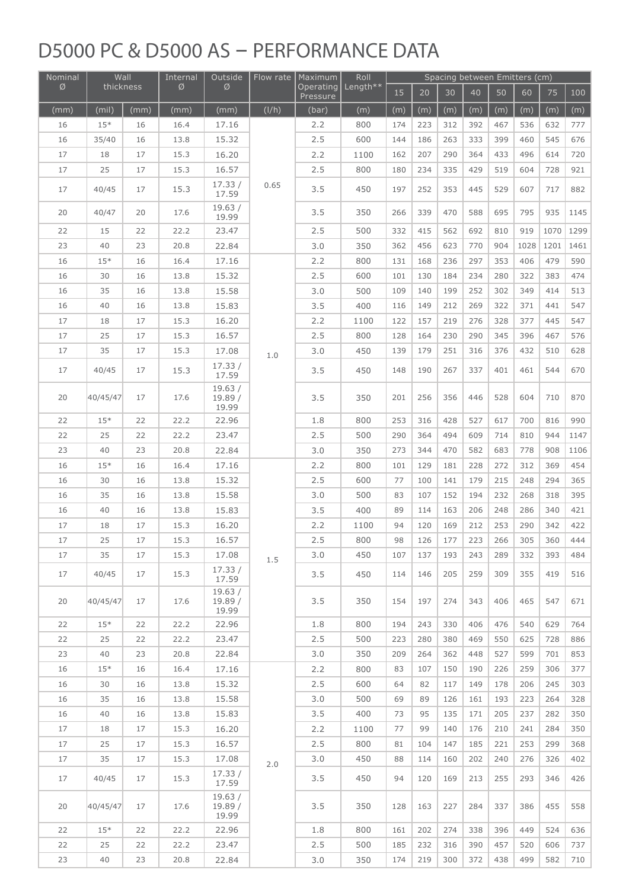# D5000 PC & D5000 AS – PERFORMANCE DATA

| Nominal Ø | Wall thickness | | Internal Ø | Outside Ø | Flow rate | Maximum Operating Pressure | Roll Length** | Spacing between Emitters (cm) | | | | | | | |
|---|---|---|---|---|---|---|---|---|---|---|---|---|---|---|---|
| | | | | | | | | 15 | 20 | 30 | 40 | 50 | 60 | 75 | 100 |
| (mm) | (mil) | (mm) | (mm) | (mm) | (l/h) | (bar) | (m) | (m) | (m) | (m) | (m) | (m) | (m) | (m) | (m) |
| 16 | 15* | 16 | 16.4 | 17.16 | 0.65 | 2.2 | 800 | 174 | 223 | 312 | 392 | 467 | 536 | 632 | 777 |
| 16 | 35/40 | 16 | 13.8 | 15.32 | | 2.5 | 600 | 144 | 186 | 263 | 333 | 399 | 460 | 545 | 676 |
| 17 | 18 | 17 | 15.3 | 16.20 | | 2.2 | 1100 | 162 | 207 | 290 | 364 | 433 | 496 | 614 | 720 |
| 17 | 25 | 17 | 15.3 | 16.57 | | 2.5 | 800 | 180 | 234 | 335 | 429 | 519 | 604 | 728 | 921 |
| 17 | 40/45 | 17 | 15.3 | 17.33 / 17.59 | | 3.5 | 450 | 197 | 252 | 353 | 445 | 529 | 607 | 717 | 882 |
| 20 | 40/47 | 20 | 17.6 | 19.63 / 19.99 | | 3.5 | 350 | 266 | 339 | 470 | 588 | 695 | 795 | 935 | 1145 |
| 22 | 15 | 22 | 22.2 | 23.47 | | 2.5 | 500 | 332 | 415 | 562 | 692 | 810 | 919 | 1070 | 1299 |
| 23 | 40 | 23 | 20.8 | 22.84 | | 3.0 | 350 | 362 | 456 | 623 | 770 | 904 | 1028 | 1201 | 1461 |
| 16 | 15* | 16 | 16.4 | 17.16 | 1.0 | 2.2 | 800 | 131 | 168 | 236 | 297 | 353 | 406 | 479 | 590 |
| 16 | 30 | 16 | 13.8 | 15.32 | | 2.5 | 600 | 101 | 130 | 184 | 234 | 280 | 322 | 383 | 474 |
| 16 | 35 | 16 | 13.8 | 15.58 | | 3.0 | 500 | 109 | 140 | 199 | 252 | 302 | 349 | 414 | 513 |
| 16 | 40 | 16 | 13.8 | 15.83 | | 3.5 | 400 | 116 | 149 | 212 | 269 | 322 | 371 | 441 | 547 |
| 17 | 18 | 17 | 15.3 | 16.20 | | 2.2 | 1100 | 122 | 157 | 219 | 276 | 328 | 377 | 445 | 547 |
| 17 | 25 | 17 | 15.3 | 16.57 | | 2.5 | 800 | 128 | 164 | 230 | 290 | 345 | 396 | 467 | 576 |
| 17 | 35 | 17 | 15.3 | 17.08 | | 3.0 | 450 | 139 | 179 | 251 | 316 | 376 | 432 | 510 | 628 |
| 17 | 40/45 | 17 | 15.3 | 17.33 / 17.59 | | 3.5 | 450 | 148 | 190 | 267 | 337 | 401 | 461 | 544 | 670 |
| 20 | 40/45/47 | 17 | 17.6 | 19.63 / 19.89 / 19.99 | | 3.5 | 350 | 201 | 256 | 356 | 446 | 528 | 604 | 710 | 870 |
| 22 | 15* | 22 | 22.2 | 22.96 | | 1.8 | 800 | 253 | 316 | 428 | 527 | 617 | 700 | 816 | 990 |
| 22 | 25 | 22 | 22.2 | 23.47 | | 2.5 | 500 | 290 | 364 | 494 | 609 | 714 | 810 | 944 | 1147 |
| 23 | 40 | 23 | 20.8 | 22.84 | | 3.0 | 350 | 273 | 344 | 470 | 582 | 683 | 778 | 908 | 1106 |
| 16 | 15* | 16 | 16.4 | 17.16 | 1.5 | 2.2 | 800 | 101 | 129 | 181 | 228 | 272 | 312 | 369 | 454 |
| 16 | 30 | 16 | 13.8 | 15.32 | | 2.5 | 600 | 77 | 100 | 141 | 179 | 215 | 248 | 294 | 365 |
| 16 | 35 | 16 | 13.8 | 15.58 | | 3.0 | 500 | 83 | 107 | 152 | 194 | 232 | 268 | 318 | 395 |
| 16 | 40 | 16 | 13.8 | 15.83 | | 3.5 | 400 | 89 | 114 | 163 | 206 | 248 | 286 | 340 | 421 |
| 17 | 18 | 17 | 15.3 | 16.20 | | 2.2 | 1100 | 94 | 120 | 169 | 212 | 253 | 290 | 342 | 422 |
| 17 | 25 | 17 | 15.3 | 16.57 | | 2.5 | 800 | 98 | 126 | 177 | 223 | 266 | 305 | 360 | 444 |
| 17 | 35 | 17 | 15.3 | 17.08 | | 3.0 | 450 | 107 | 137 | 193 | 243 | 289 | 332 | 393 | 484 |
| 17 | 40/45 | 17 | 15.3 | 17.33 / 17.59 | | 3.5 | 450 | 114 | 146 | 205 | 259 | 309 | 355 | 419 | 516 |
| 20 | 40/45/47 | 17 | 17.6 | 19.63 / 19.89 / 19.99 | | 3.5 | 350 | 154 | 197 | 274 | 343 | 406 | 465 | 547 | 671 |
| 22 | 15* | 22 | 22.2 | 22.96 | | 1.8 | 800 | 194 | 243 | 330 | 406 | 476 | 540 | 629 | 764 |
| 22 | 25 | 22 | 22.2 | 23.47 | | 2.5 | 500 | 223 | 280 | 380 | 469 | 550 | 625 | 728 | 886 |
| 23 | 40 | 23 | 20.8 | 22.84 | | 3.0 | 350 | 209 | 264 | 362 | 448 | 527 | 599 | 701 | 853 |
| 16 | 15* | 16 | 16.4 | 17.16 | 2.0 | 2.2 | 800 | 83 | 107 | 150 | 190 | 226 | 259 | 306 | 377 |
| 16 | 30 | 16 | 13.8 | 15.32 | | 2.5 | 600 | 64 | 82 | 117 | 149 | 178 | 206 | 245 | 303 |
| 16 | 35 | 16 | 13.8 | 15.58 | | 3.0 | 500 | 69 | 89 | 126 | 161 | 193 | 223 | 264 | 328 |
| 16 | 40 | 16 | 13.8 | 15.83 | | 3.5 | 400 | 73 | 95 | 135 | 171 | 205 | 237 | 282 | 350 |
| 17 | 18 | 17 | 15.3 | 16.20 | | 2.2 | 1100 | 77 | 99 | 140 | 176 | 210 | 241 | 284 | 350 |
| 17 | 25 | 17 | 15.3 | 16.57 | | 2.5 | 800 | 81 | 104 | 147 | 185 | 221 | 253 | 299 | 368 |
| 17 | 35 | 17 | 15.3 | 17.08 | | 3.0 | 450 | 88 | 114 | 160 | 202 | 240 | 276 | 326 | 402 |
| 17 | 40/45 | 17 | 15.3 | 17.33 / 17.59 | | 3.5 | 450 | 94 | 120 | 169 | 213 | 255 | 293 | 346 | 426 |
| 20 | 40/45/47 | 17 | 17.6 | 19.63 / 19.89 / 19.99 | | 3.5 | 350 | 128 | 163 | 227 | 284 | 337 | 386 | 455 | 558 |
| 22 | 15* | 22 | 22.2 | 22.96 | | 1.8 | 800 | 161 | 202 | 274 | 338 | 396 | 449 | 524 | 636 |
| 22 | 25 | 22 | 22.2 | 23.47 | | 2.5 | 500 | 185 | 232 | 316 | 390 | 457 | 520 | 606 | 737 |
| 23 | 40 | 23 | 20.8 | 22.84 | | 3.0 | 350 | 174 | 219 | 300 | 372 | 438 | 499 | 582 | 710 |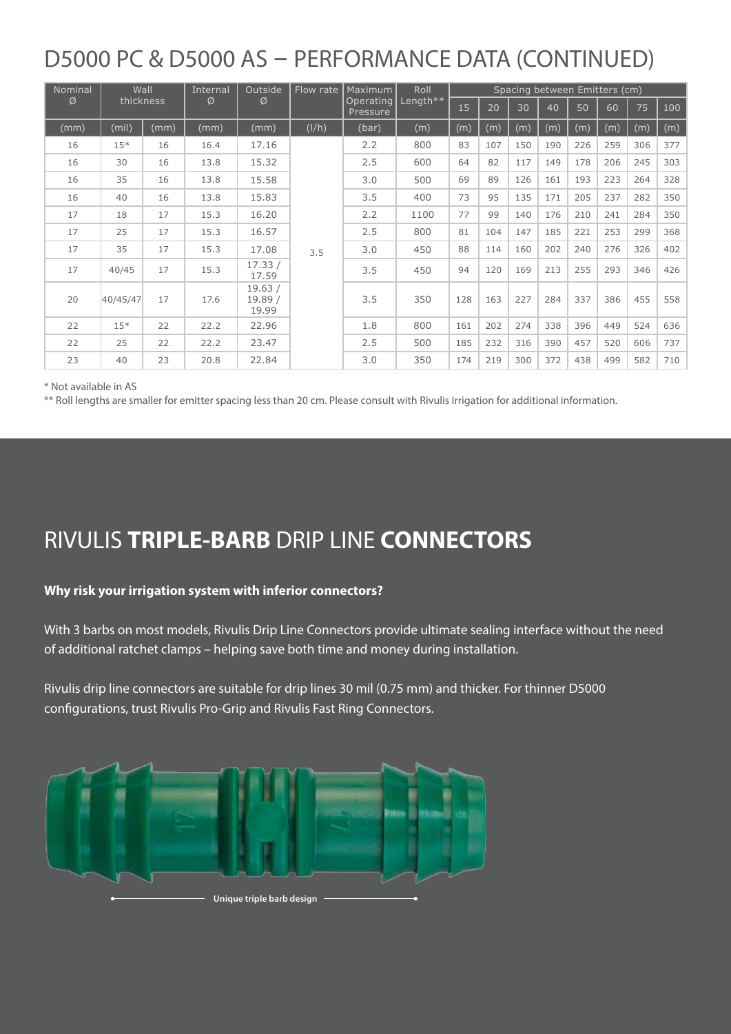# D5000 PC & D5000 AS – PERFORMANCE DATA (CONTINUED)

| Nominal Ø | Wall thickness | | Internal Ø | Outside Ø | Flow rate | Maximum Operating Pressure | Roll Length** | Spacing between Emitters (cm) | | | | | | | |
|---|---|---|---|---|---|---|---|---|---|---|---|---|---|---|---|
| | | | | | | | | 15 | 20 | 30 | 40 | 50 | 60 | 75 | 100 |
| (mm) | (mil) | (mm) | (mm) | (mm) | (l/h) | (bar) | (m) | (m) | (m) | (m) | (m) | (m) | (m) | (m) | (m) |
| 16 | 15* | 16 | 16.4 | 17.16 | 3.5 | 2.2 | 800 | 83 | 107 | 150 | 190 | 226 | 259 | 306 | 377 |
| 16 | 30 | 16 | 13.8 | 15.32 | | 2.5 | 600 | 64 | 82 | 117 | 149 | 178 | 206 | 245 | 303 |
| 16 | 35 | 16 | 13.8 | 15.58 | | 3.0 | 500 | 69 | 89 | 126 | 161 | 193 | 223 | 264 | 328 |
| 16 | 40 | 16 | 13.8 | 15.83 | | 3.5 | 400 | 73 | 95 | 135 | 171 | 205 | 237 | 282 | 350 |
| 17 | 18 | 17 | 15.3 | 16.20 | | 2.2 | 1100 | 77 | 99 | 140 | 176 | 210 | 241 | 284 | 350 |
| 17 | 25 | 17 | 15.3 | 16.57 | | 2.5 | 800 | 81 | 104 | 147 | 185 | 221 | 253 | 299 | 368 |
| 17 | 35 | 17 | 15.3 | 17.08 | | 3.0 | 450 | 88 | 114 | 160 | 202 | 240 | 276 | 326 | 402 |
| 17 | 40/45 | 17 | 15.3 | 17.33 / 17.59 | | 3.5 | 450 | 94 | 120 | 169 | 213 | 255 | 293 | 346 | 426 |
| 20 | 40/45/47 | 17 | 17.6 | 19.63 / 19.89 / 19.99 | | 3.5 | 350 | 128 | 163 | 227 | 284 | 337 | 386 | 455 | 558 |
| 22 | 15* | 22 | 22.2 | 22.96 | | 1.8 | 800 | 161 | 202 | 274 | 338 | 396 | 449 | 524 | 636 |
| 22 | 25 | 22 | 22.2 | 23.47 | | 2.5 | 500 | 185 | 232 | 316 | 390 | 457 | 520 | 606 | 737 |
| 23 | 40 | 23 | 20.8 | 22.84 | | 3.0 | 350 | 174 | 219 | 300 | 372 | 438 | 499 | 582 | 710 |

\* Not available in AS

\** Roll lengths are smaller for emitter spacing less than 20 cm. Please consult with Rivulis Irrigation for additional information.

# RIVULIS **TRIPLE-BARB** DRIP LINE **CONNECTORS**

**Why risk your irrigation system with inferior connectors?**

With 3 barbs on most models, Rivulis Drip Line Connectors provide ultimate sealing interface without the need of additional ratchet clamps – helping save both time and money during installation.

Rivulis drip line connectors are suitable for drip lines 30 mil (0.75 mm) and thicker. For thinner D5000 configurations, trust Rivulis Pro-Grip and Rivulis Fast Ring Connectors.

Unique triple barb design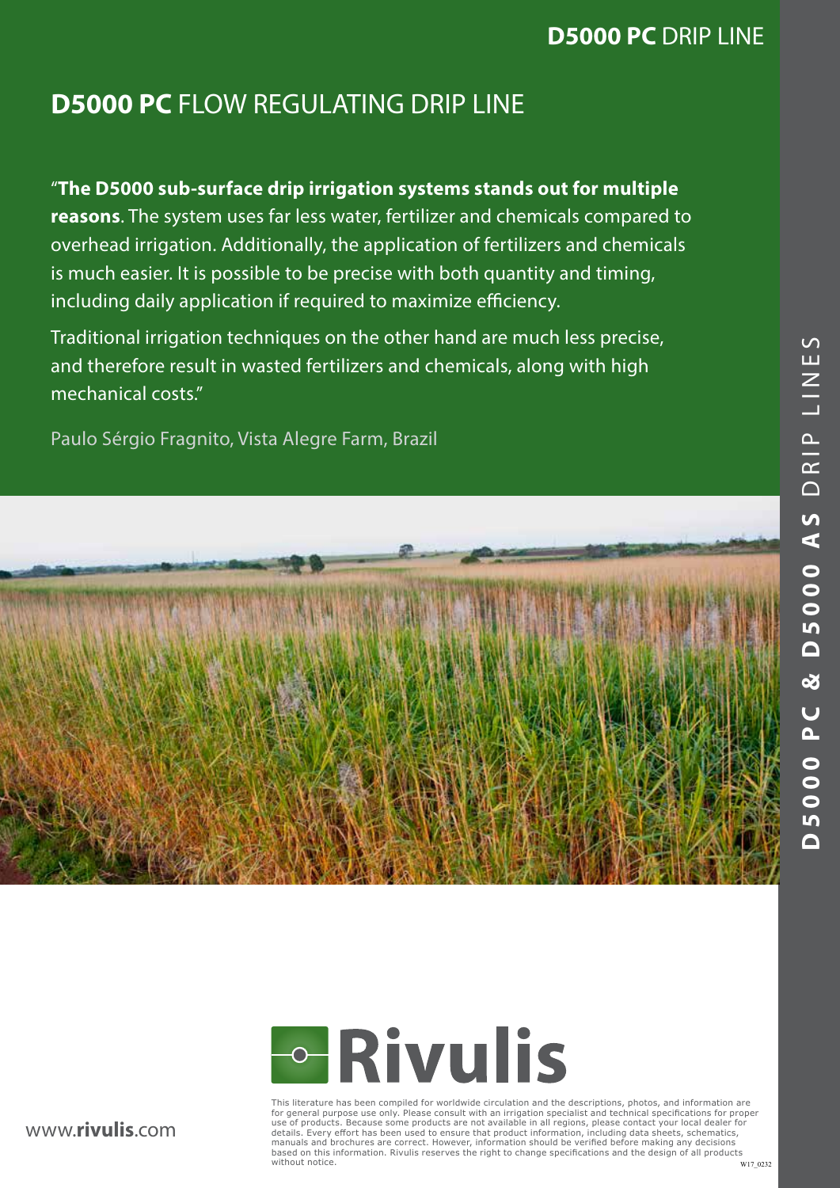# **D5000 PC** FLOW REGULATING DRIP LINE

"**The D5000 sub-surface drip irrigation systems stands out for multiple reasons**. The system uses far less water, fertilizer and chemicals compared to overhead irrigation. Additionally, the application of fertilizers and chemicals is much easier. It is possible to be precise with both quantity and timing, including daily application if required to maximize efficiency.

Traditional irrigation techniques on the other hand are much less precise, and therefore result in wasted fertilizers and chemicals, along with high mechanical costs."

Paulo Sérgio Fragnito, Vista Alegre Farm, Brazil

Rivulis

www.**rivulis**.com

This literature has been compiled for worldwide circulation and the descriptions, photos, and information are for general purpose use only. Please consult with an irrigation specialist and technical specifications for proper use of products. Because some products are not available in all regions, please contact your local dealer for details. Every effort has been used to ensure that product information, including data sheets, schematics, manuals and brochures are correct. However, information should be verified before making any decisions based on this information. Rivulis reserves the right to change specifications and the design of all products without notice.

W17_0232